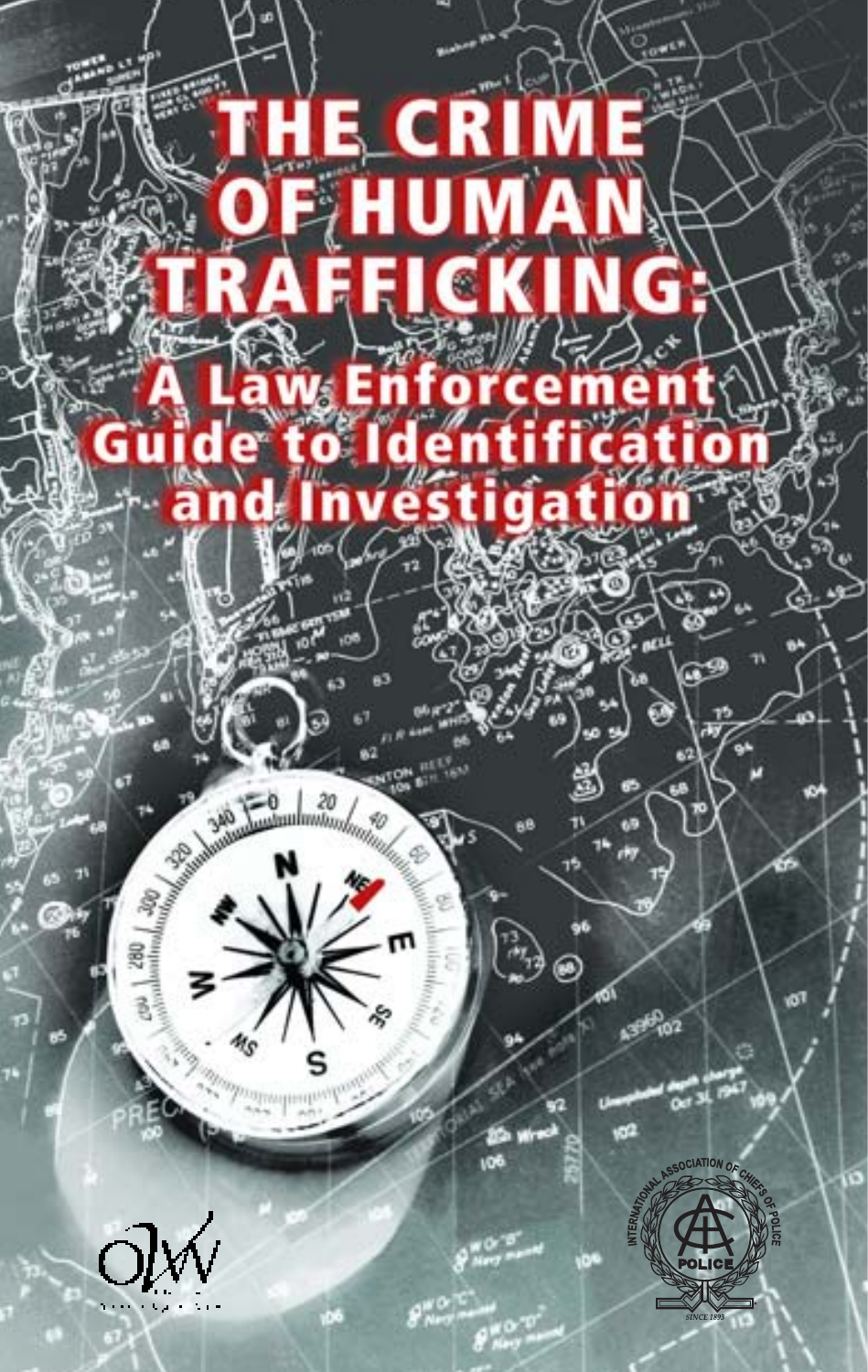# THE CRIME OF HUMAN TRAFFICKING:

## A Law Enforcement Guide to Identification and Investigation

INTERNATIONAL ASSOCIATION OF CHIEFS OF POLICE

SINCE 1893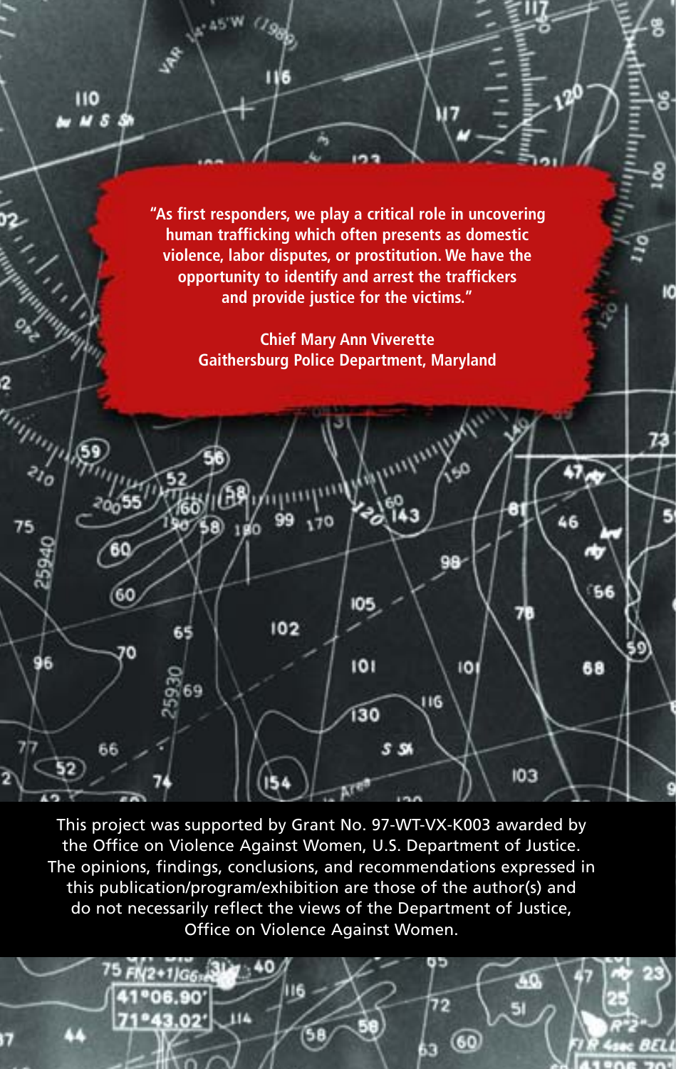**"As first responders, we play a critical role in uncovering human trafficking which often presents as domestic violence, labor disputes, or prostitution. We have the opportunity to identify and arrest the traffickers and provide justice for the victims."**

**Chief Mary Ann Viverette**
**Gaithersburg Police Department, Maryland**

This project was supported by Grant No. 97-WT-VX-K003 awarded by the Office on Violence Against Women, U.S. Department of Justice. The opinions, findings, conclusions, and recommendations expressed in this publication/program/exhibition are those of the author(s) and do not necessarily reflect the views of the Department of Justice, Office on Violence Against Women.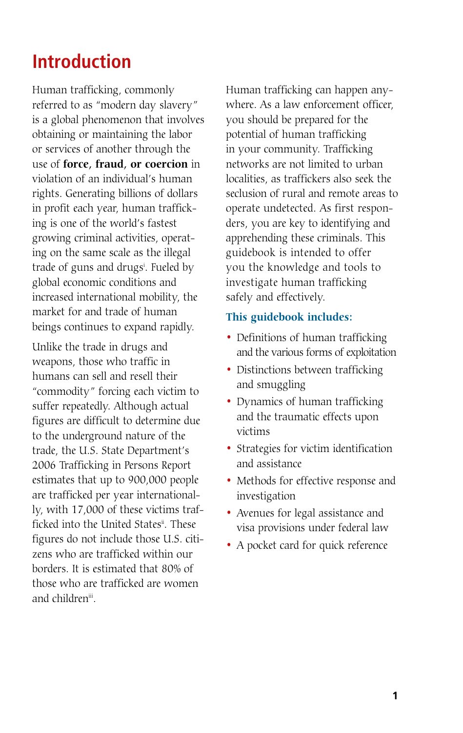# Introduction

Human trafficking, commonly referred to as "modern day slavery" is a global phenomenon that involves obtaining or maintaining the labor or services of another through the use of **force, fraud, or coercion** in violation of an individual's human rights. Generating billions of dollars in profit each year, human trafficking is one of the world's fastest growing criminal activities, operating on the same scale as the illegal trade of guns and drugs[i]. Fueled by global economic conditions and increased international mobility, the market for and trade of human beings continues to expand rapidly.

Unlike the trade in drugs and weapons, those who traffic in humans can sell and resell their "commodity" forcing each victim to suffer repeatedly. Although actual figures are difficult to determine due to the underground nature of the trade, the U.S. State Department's 2006 Trafficking in Persons Report estimates that up to 900,000 people are trafficked per year internationally, with 17,000 of these victims trafficked into the United States[ii]. These figures do not include those U.S. citizens who are trafficked within our borders. It is estimated that 80% of those who are trafficked are women and children[iii].

Human trafficking can happen anywhere. As a law enforcement officer, you should be prepared for the potential of human trafficking in your community. Trafficking networks are not limited to urban localities, as traffickers also seek the seclusion of rural and remote areas to operate undetected. As first responders, you are key to identifying and apprehending these criminals. This guidebook is intended to offer you the knowledge and tools to investigate human trafficking safely and effectively.

**This guidebook includes:**

- Definitions of human trafficking and the various forms of exploitation
- Distinctions between trafficking and smuggling
- Dynamics of human trafficking and the traumatic effects upon victims
- Strategies for victim identification and assistance
- Methods for effective response and investigation
- Avenues for legal assistance and visa provisions under federal law
- A pocket card for quick reference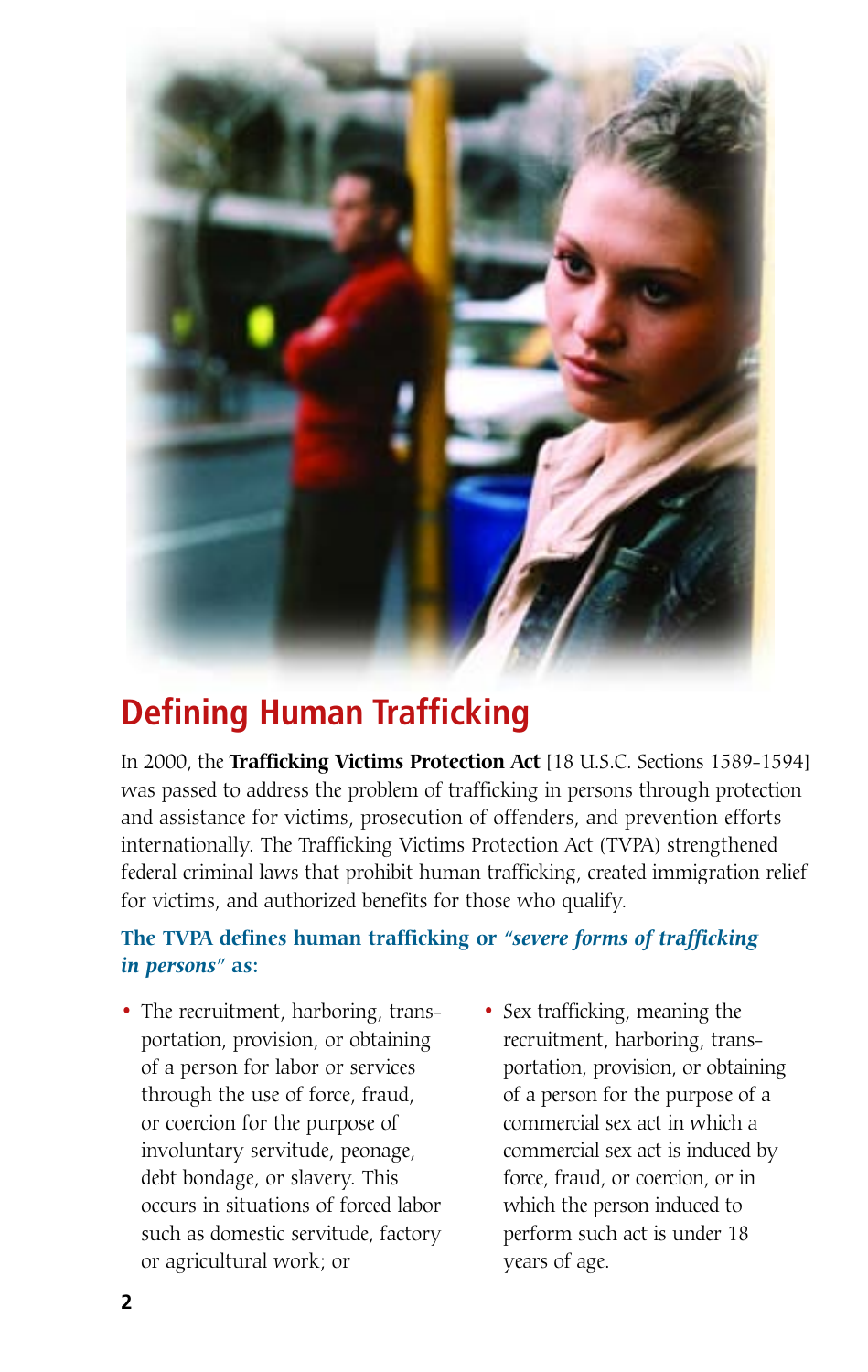# Defining Human Trafficking

In 2000, the **Trafficking Victims Protection Act** [18 U.S.C. Sections 1589-1594] was passed to address the problem of trafficking in persons through protection and assistance for victims, prosecution of offenders, and prevention efforts internationally. The Trafficking Victims Protection Act (TVPA) strengthened federal criminal laws that prohibit human trafficking, created immigration relief for victims, and authorized benefits for those who qualify.

**The TVPA defines human trafficking or *"severe forms of trafficking in persons"* as:**

- The recruitment, harboring, transportation, provision, or obtaining of a person for labor or services through the use of force, fraud, or coercion for the purpose of involuntary servitude, peonage, debt bondage, or slavery. This occurs in situations of forced labor such as domestic servitude, factory or agricultural work; or
- Sex trafficking, meaning the recruitment, harboring, transportation, provision, or obtaining of a person for the purpose of a commercial sex act in which a commercial sex act is induced by force, fraud, or coercion, or in which the person induced to perform such act is under 18 years of age.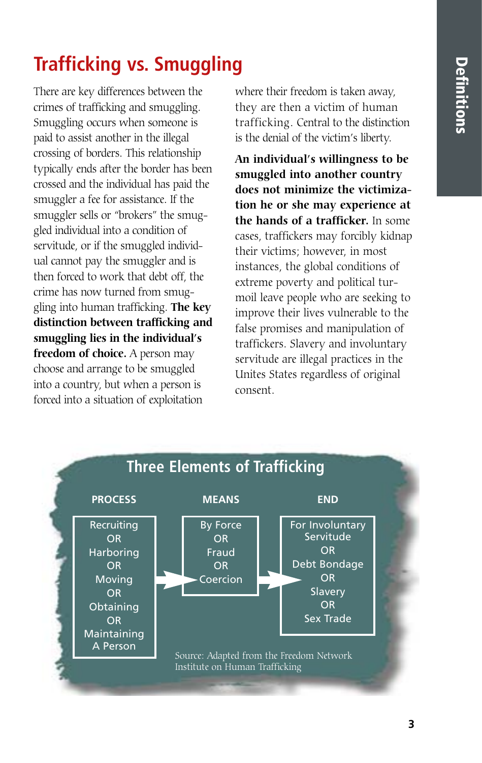# Trafficking vs. Smuggling

There are key differences between the crimes of trafficking and smuggling. Smuggling occurs when someone is paid to assist another in the illegal crossing of borders. This relationship typically ends after the border has been crossed and the individual has paid the smuggler a fee for assistance. If the smuggler sells or "brokers" the smuggled individual into a condition of servitude, or if the smuggled individual cannot pay the smuggler and is then forced to work that debt off, the crime has now turned from smuggling into human trafficking. **The key distinction between trafficking and smuggling lies in the individual's freedom of choice.** A person may choose and arrange to be smuggled into a country, but when a person is forced into a situation of exploitation where their freedom is taken away, they are then a victim of human trafficking. Central to the distinction is the denial of the victim's liberty.

**An individual's willingness to be smuggled into another country does not minimize the victimization he or she may experience at the hands of a trafficker.** In some cases, traffickers may forcibly kidnap their victims; however, in most instances, the global conditions of extreme poverty and political turmoil leave people who are seeking to improve their lives vulnerable to the false promises and manipulation of traffickers. Slavery and involuntary servitude are illegal practices in the Unites States regardless of original consent.

## Three Elements of Trafficking

| PROCESS | MEANS | END |
|---|---|---|
| Recruiting OR Harboring OR Moving OR Obtaining OR Maintaining A Person | By Force OR Fraud OR Coercion | For Involuntary Servitude OR Debt Bondage OR Slavery OR Sex Trade |

Source: Adapted from the Freedom Network Institute on Human Trafficking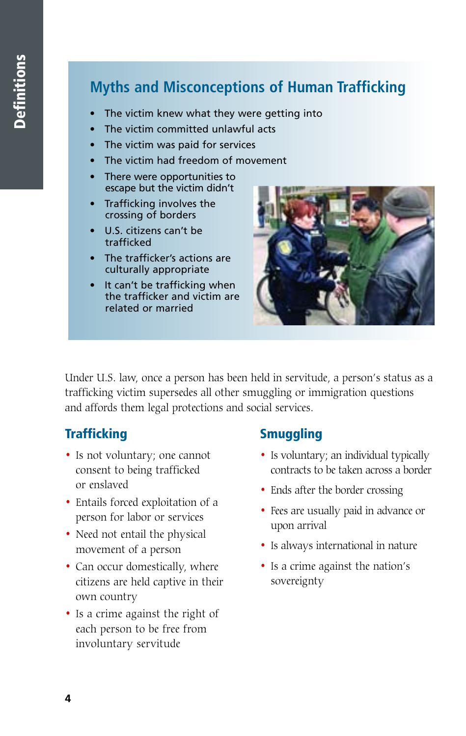## Myths and Misconceptions of Human Trafficking

- The victim knew what they were getting into
- The victim committed unlawful acts
- The victim was paid for services
- The victim had freedom of movement
- There were opportunities to escape but the victim didn't
- Trafficking involves the crossing of borders
- U.S. citizens can't be trafficked
- The trafficker's actions are culturally appropriate
- It can't be trafficking when the trafficker and victim are related or married

Under U.S. law, once a person has been held in servitude, a person's status as a trafficking victim supersedes all other smuggling or immigration questions and affords them legal protections and social services.

### Trafficking

- Is not voluntary; one cannot consent to being trafficked or enslaved
- Entails forced exploitation of a person for labor or services
- Need not entail the physical movement of a person
- Can occur domestically, where citizens are held captive in their own country
- Is a crime against the right of each person to be free from involuntary servitude

### Smuggling

- Is voluntary; an individual typically contracts to be taken across a border
- Ends after the border crossing
- Fees are usually paid in advance or upon arrival
- Is always international in nature
- Is a crime against the nation's sovereignty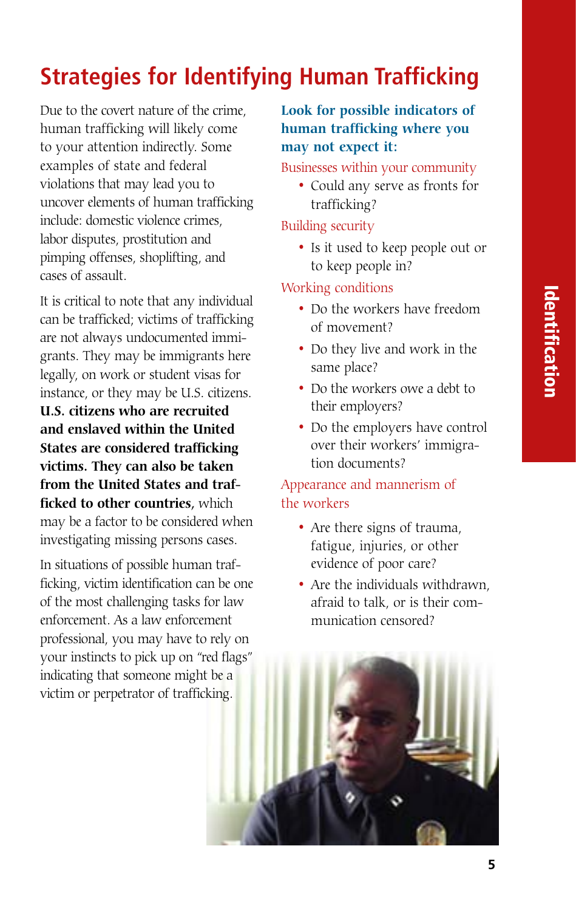# Strategies for Identifying Human Trafficking

Due to the covert nature of the crime, human trafficking will likely come to your attention indirectly. Some examples of state and federal violations that may lead you to uncover elements of human trafficking include: domestic violence crimes, labor disputes, prostitution and pimping offenses, shoplifting, and cases of assault.

It is critical to note that any individual can be trafficked; victims of trafficking are not always undocumented immigrants. They may be immigrants here legally, on work or student visas for instance, or they may be U.S. citizens. **U.S. citizens who are recruited and enslaved within the United States are considered trafficking victims. They can also be taken from the United States and trafficked to other countries**, which may be a factor to be considered when investigating missing persons cases.

In situations of possible human trafficking, victim identification can be one of the most challenging tasks for law enforcement. As a law enforcement professional, you may have to rely on your instincts to pick up on "red flags" indicating that someone might be a victim or perpetrator of trafficking.

### Look for possible indicators of human trafficking where you may not expect it:

Businesses within your community

- Could any serve as fronts for trafficking?

Building security

- Is it used to keep people out or to keep people in?

Working conditions

- Do the workers have freedom of movement?
- Do they live and work in the same place?
- Do the workers owe a debt to their employers?
- Do the employers have control over their workers' immigration documents?

Appearance and mannerism of the workers

- Are there signs of trauma, fatigue, injuries, or other evidence of poor care?
- Are the individuals withdrawn, afraid to talk, or is their communication censored?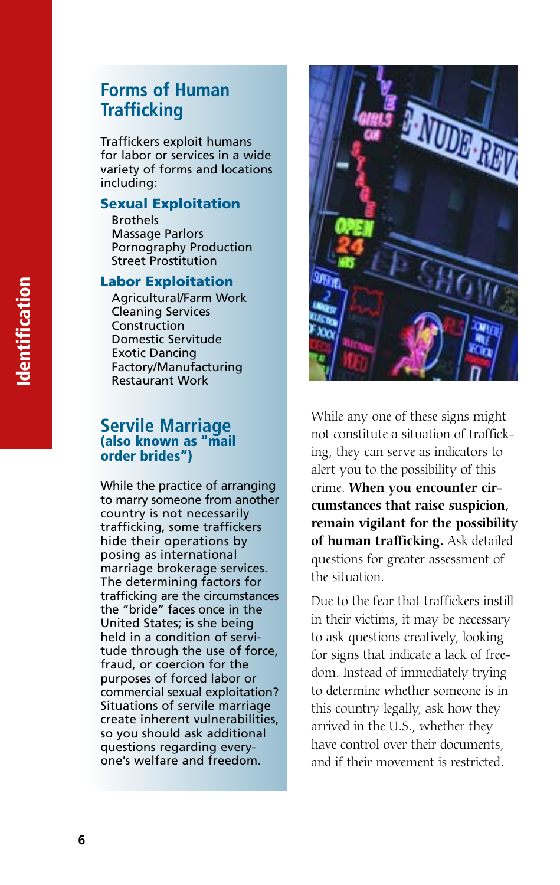## Forms of Human Trafficking

Traffickers exploit humans for labor or services in a wide variety of forms and locations including:

### Sexual Exploitation

- Brothels
- Massage Parlors
- Pornography Production
- Street Prostitution

### Labor Exploitation

- Agricultural/Farm Work
- Cleaning Services
- Construction
- Domestic Servitude
- Exotic Dancing
- Factory/Manufacturing
- Restaurant Work

## Servile Marriage
### (also known as "mail order brides")

While the practice of arranging to marry someone from another country is not necessarily trafficking, some traffickers hide their operations by posing as international marriage brokerage services. The determining factors for trafficking are the circumstances the "bride" faces once in the United States; is she being held in a condition of servitude through the use of force, fraud, or coercion for the purposes of forced labor or commercial sexual exploitation? Situations of servile marriage create inherent vulnerabilities, so you should ask additional questions regarding everyone's welfare and freedom.

While any one of these signs might not constitute a situation of trafficking, they can serve as indicators to alert you to the possibility of this crime. **When you encounter circumstances that raise suspicion, remain vigilant for the possibility of human trafficking.** Ask detailed questions for greater assessment of the situation.

Due to the fear that traffickers instill in their victims, it may be necessary to ask questions creatively, looking for signs that indicate a lack of freedom. Instead of immediately trying to determine whether someone is in this country legally, ask how they arrived in the U.S., whether they have control over their documents, and if their movement is restricted.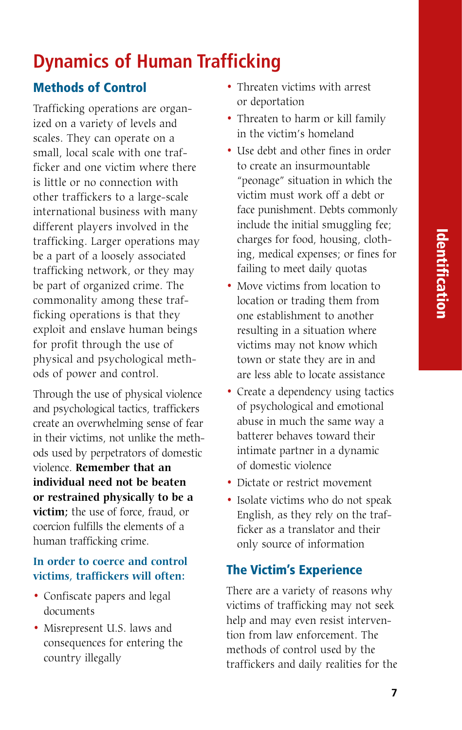# Dynamics of Human Trafficking

## Methods of Control

Trafficking operations are organized on a variety of levels and scales. They can operate on a small, local scale with one trafficker and one victim where there is little or no connection with other traffickers to a large-scale international business with many different players involved in the trafficking. Larger operations may be a part of a loosely associated trafficking network, or they may be part of organized crime. The commonality among these trafficking operations is that they exploit and enslave human beings for profit through the use of physical and psychological methods of power and control.

Through the use of physical violence and psychological tactics, traffickers create an overwhelming sense of fear in their victims, not unlike the methods used by perpetrators of domestic violence. **Remember that an individual need not be beaten or restrained physically to be a victim;** the use of force, fraud, or coercion fulfills the elements of a human trafficking crime.

**In order to coerce and control victims, traffickers will often:**

- Confiscate papers and legal documents
- Misrepresent U.S. laws and consequences for entering the country illegally
- Threaten victims with arrest or deportation
- Threaten to harm or kill family in the victim's homeland
- Use debt and other fines in order to create an insurmountable "peonage" situation in which the victim must work off a debt or face punishment. Debts commonly include the initial smuggling fee; charges for food, housing, clothing, medical expenses; or fines for failing to meet daily quotas
- Move victims from location to location or trading them from one establishment to another resulting in a situation where victims may not know which town or state they are in and are less able to locate assistance
- Create a dependency using tactics of psychological and emotional abuse in much the same way a batterer behaves toward their intimate partner in a dynamic of domestic violence
- Dictate or restrict movement
- Isolate victims who do not speak English, as they rely on the trafficker as a translator and their only source of information

## The Victim's Experience

There are a variety of reasons why victims of trafficking may not seek help and may even resist intervention from law enforcement. The methods of control used by the traffickers and daily realities for the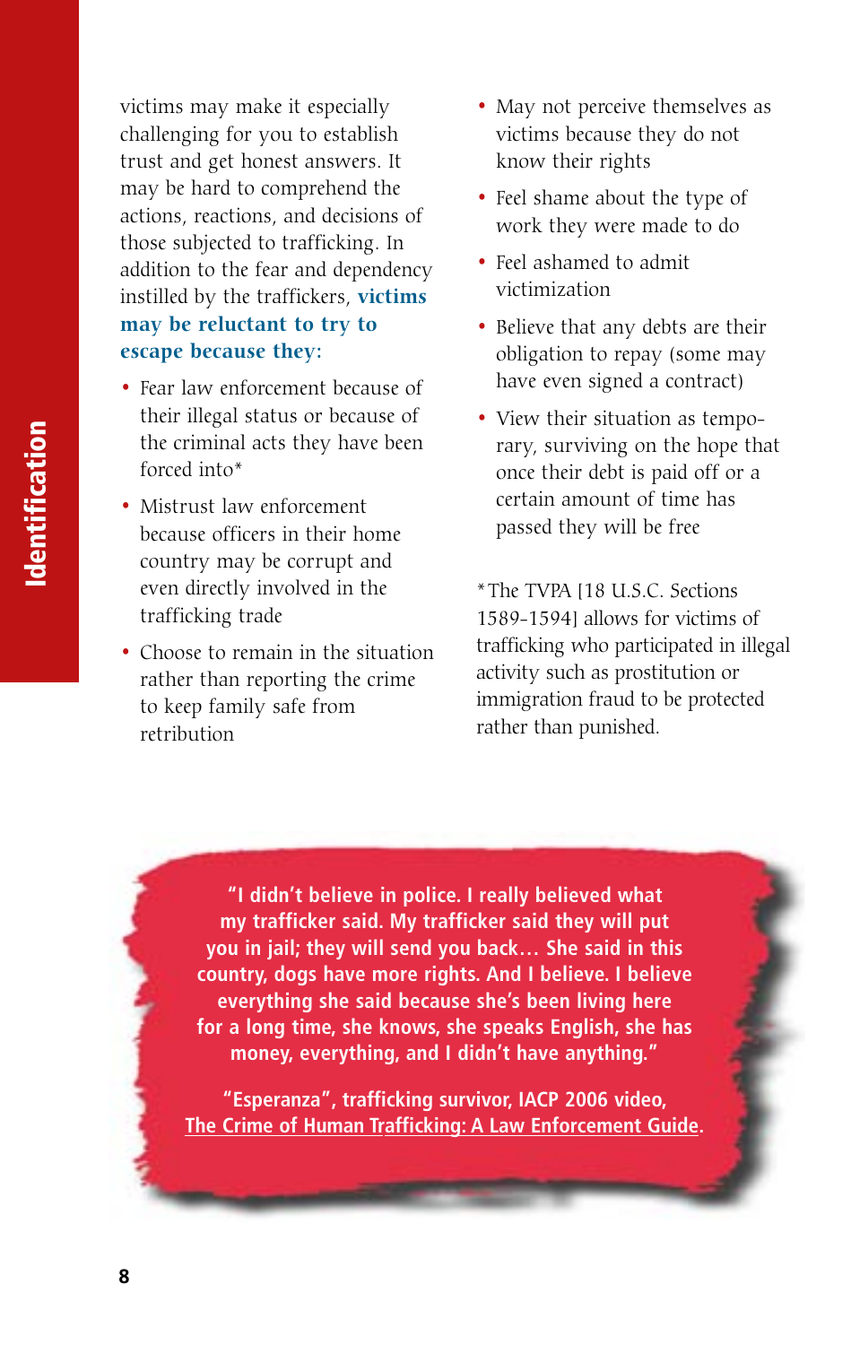victims may make it especially challenging for you to establish trust and get honest answers. It may be hard to comprehend the actions, reactions, and decisions of those subjected to trafficking. In addition to the fear and dependency instilled by the traffickers, **victims may be reluctant to try to escape because they:**

- Fear law enforcement because of their illegal status or because of the criminal acts they have been forced into*
- Mistrust law enforcement because officers in their home country may be corrupt and even directly involved in the trafficking trade
- Choose to remain in the situation rather than reporting the crime to keep family safe from retribution
- May not perceive themselves as victims because they do not know their rights
- Feel shame about the type of work they were made to do
- Feel ashamed to admit victimization
- Believe that any debts are their obligation to repay (some may have even signed a contract)
- View their situation as temporary, surviving on the hope that once their debt is paid off or a certain amount of time has passed they will be free

*The TVPA [18 U.S.C. Sections 1589-1594] allows for victims of trafficking who participated in illegal activity such as prostitution or immigration fraud to be protected rather than punished.

> **"I didn't believe in police. I really believed what my trafficker said. My trafficker said they will put you in jail; they will send you back… She said in this country, dogs have more rights. And I believe. I believe everything she said because she's been living here for a long time, she knows, she speaks English, she has money, everything, and I didn't have anything."**
>
> **"Esperanza", trafficking survivor, IACP 2006 video, The Crime of Human Trafficking: A Law Enforcement Guide.**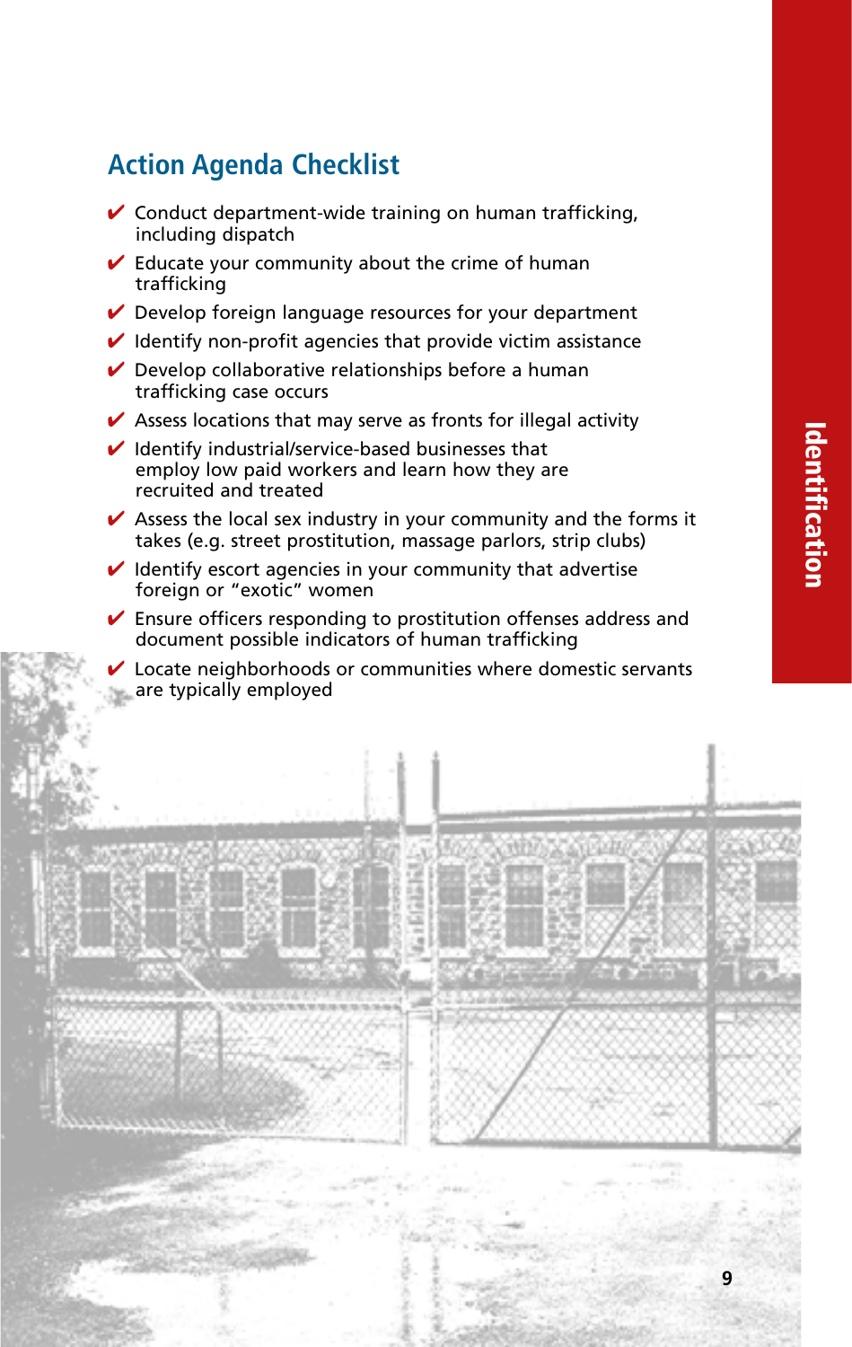## Action Agenda Checklist

- ✔ Conduct department-wide training on human trafficking, including dispatch
- ✔ Educate your community about the crime of human trafficking
- ✔ Develop foreign language resources for your department
- ✔ Identify non-profit agencies that provide victim assistance
- ✔ Develop collaborative relationships before a human trafficking case occurs
- ✔ Assess locations that may serve as fronts for illegal activity
- ✔ Identify industrial/service-based businesses that employ low paid workers and learn how they are recruited and treated
- ✔ Assess the local sex industry in your community and the forms it takes (e.g. street prostitution, massage parlors, strip clubs)
- ✔ Identify escort agencies in your community that advertise foreign or "exotic" women
- ✔ Ensure officers responding to prostitution offenses address and document possible indicators of human trafficking
- ✔ Locate neighborhoods or communities where domestic servants are typically employed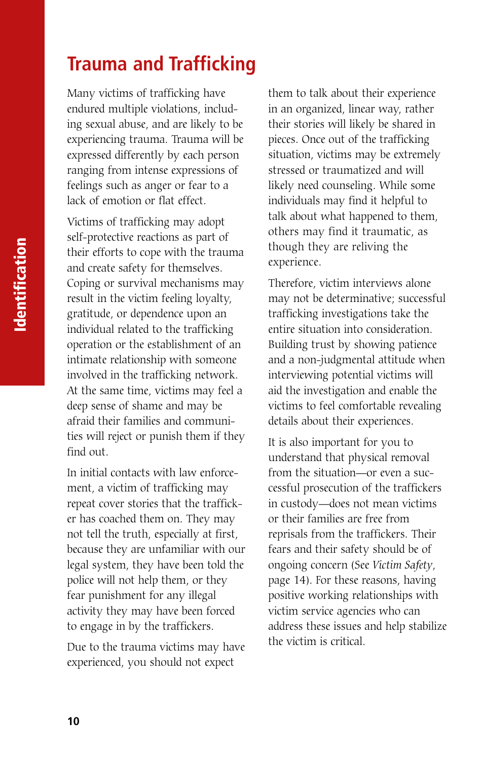# Trauma and Trafficking

Many victims of trafficking have endured multiple violations, including sexual abuse, and are likely to be experiencing trauma. Trauma will be expressed differently by each person ranging from intense expressions of feelings such as anger or fear to a lack of emotion or flat effect.

Victims of trafficking may adopt self-protective reactions as part of their efforts to cope with the trauma and create safety for themselves. Coping or survival mechanisms may result in the victim feeling loyalty, gratitude, or dependence upon an individual related to the trafficking operation or the establishment of an intimate relationship with someone involved in the trafficking network. At the same time, victims may feel a deep sense of shame and may be afraid their families and communities will reject or punish them if they find out.

In initial contacts with law enforcement, a victim of trafficking may repeat cover stories that the trafficker has coached them on. They may not tell the truth, especially at first, because they are unfamiliar with our legal system, they have been told the police will not help them, or they fear punishment for any illegal activity they may have been forced to engage in by the traffickers.

Due to the trauma victims may have experienced, you should not expect them to talk about their experience in an organized, linear way, rather their stories will likely be shared in pieces. Once out of the trafficking situation, victims may be extremely stressed or traumatized and will likely need counseling. While some individuals may find it helpful to talk about what happened to them, others may find it traumatic, as though they are reliving the experience.

Therefore, victim interviews alone may not be determinative; successful trafficking investigations take the entire situation into consideration. Building trust by showing patience and a non-judgmental attitude when interviewing potential victims will aid the investigation and enable the victims to feel comfortable revealing details about their experiences.

It is also important for you to understand that physical removal from the situation—or even a successful prosecution of the traffickers in custody—does not mean victims or their families are free from reprisals from the traffickers. Their fears and their safety should be of ongoing concern (See *Victim Safety*, page 14). For these reasons, having positive working relationships with victim service agencies who can address these issues and help stabilize the victim is critical.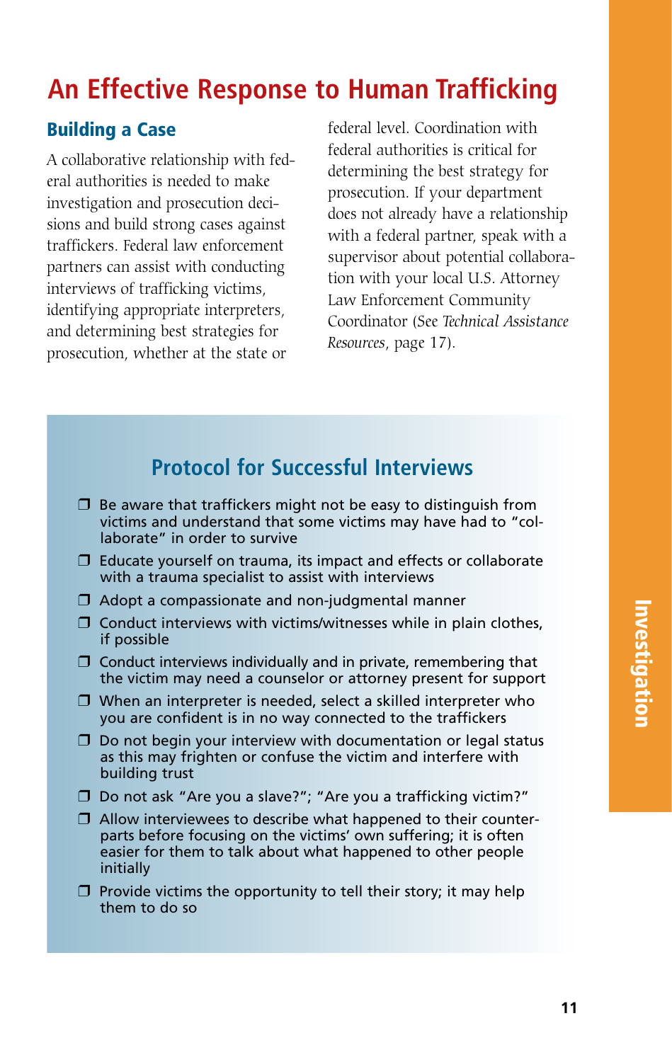# An Effective Response to Human Trafficking

## Building a Case

A collaborative relationship with federal authorities is needed to make investigation and prosecution decisions and build strong cases against traffickers. Federal law enforcement partners can assist with conducting interviews of trafficking victims, identifying appropriate interpreters, and determining best strategies for prosecution, whether at the state or federal level. Coordination with federal authorities is critical for determining the best strategy for prosecution. If your department does not already have a relationship with a federal partner, speak with a supervisor about potential collaboration with your local U.S. Attorney Law Enforcement Community Coordinator (See *Technical Assistance Resources*, page 17).

## Protocol for Successful Interviews

- ❒ Be aware that traffickers might not be easy to distinguish from victims and understand that some victims may have had to "collaborate" in order to survive
- ❒ Educate yourself on trauma, its impact and effects or collaborate with a trauma specialist to assist with interviews
- ❒ Adopt a compassionate and non-judgmental manner
- ❒ Conduct interviews with victims/witnesses while in plain clothes, if possible
- ❒ Conduct interviews individually and in private, remembering that the victim may need a counselor or attorney present for support
- ❒ When an interpreter is needed, select a skilled interpreter who you are confident is in no way connected to the traffickers
- ❒ Do not begin your interview with documentation or legal status as this may frighten or confuse the victim and interfere with building trust
- ❒ Do not ask "Are you a slave?"; "Are you a trafficking victim?"
- ❒ Allow interviewees to describe what happened to their counterparts before focusing on the victims' own suffering; it is often easier for them to talk about what happened to other people initially
- ❒ Provide victims the opportunity to tell their story; it may help them to do so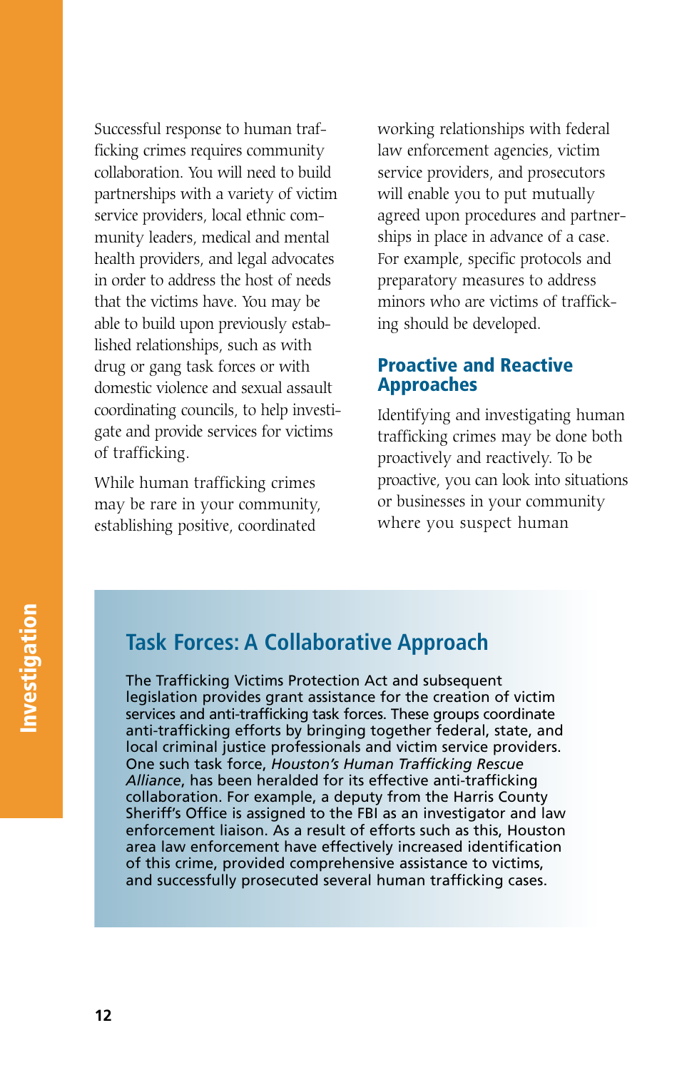Successful response to human trafficking crimes requires community collaboration. You will need to build partnerships with a variety of victim service providers, local ethnic community leaders, medical and mental health providers, and legal advocates in order to address the host of needs that the victims have. You may be able to build upon previously established relationships, such as with drug or gang task forces or with domestic violence and sexual assault coordinating councils, to help investigate and provide services for victims of trafficking.

While human trafficking crimes may be rare in your community, establishing positive, coordinated working relationships with federal law enforcement agencies, victim service providers, and prosecutors will enable you to put mutually agreed upon procedures and partnerships in place in advance of a case. For example, specific protocols and preparatory measures to address minors who are victims of trafficking should be developed.

## Proactive and Reactive Approaches

Identifying and investigating human trafficking crimes may be done both proactively and reactively. To be proactive, you can look into situations or businesses in your community where you suspect human

## Task Forces: A Collaborative Approach

The Trafficking Victims Protection Act and subsequent legislation provides grant assistance for the creation of victim services and anti-trafficking task forces. These groups coordinate anti-trafficking efforts by bringing together federal, state, and local criminal justice professionals and victim service providers. One such task force, *Houston's Human Trafficking Rescue Alliance*, has been heralded for its effective anti-trafficking collaboration. For example, a deputy from the Harris County Sheriff's Office is assigned to the FBI as an investigator and law enforcement liaison. As a result of efforts such as this, Houston area law enforcement have effectively increased identification of this crime, provided comprehensive assistance to victims, and successfully prosecuted several human trafficking cases.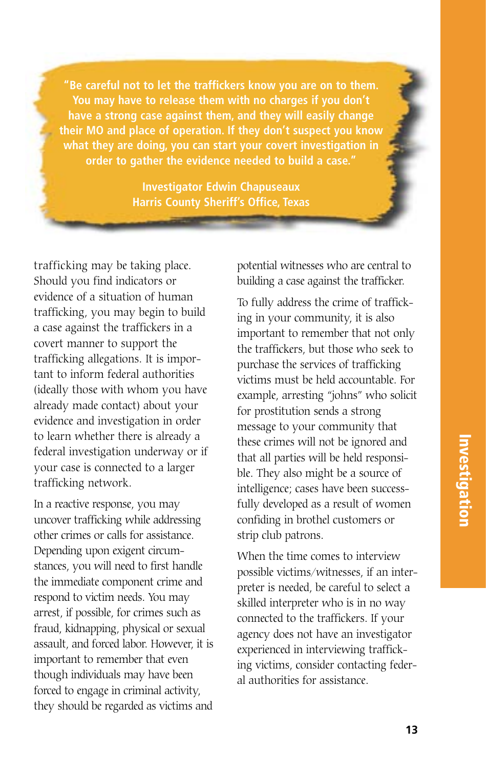> "Be careful not to let the traffickers know you are on to them. You may have to release them with no charges if you don't have a strong case against them, and they will easily change their MO and place of operation. If they don't suspect you know what they are doing, you can start your covert investigation in order to gather the evidence needed to build a case."
>
> Investigator Edwin Chapuseaux
> Harris County Sheriff's Office, Texas

trafficking may be taking place. Should you find indicators or evidence of a situation of human trafficking, you may begin to build a case against the traffickers in a covert manner to support the trafficking allegations. It is important to inform federal authorities (ideally those with whom you have already made contact) about your evidence and investigation in order to learn whether there is already a federal investigation underway or if your case is connected to a larger trafficking network.

In a reactive response, you may uncover trafficking while addressing other crimes or calls for assistance. Depending upon exigent circumstances, you will need to first handle the immediate component crime and respond to victim needs. You may arrest, if possible, for crimes such as fraud, kidnapping, physical or sexual assault, and forced labor. However, it is important to remember that even though individuals may have been forced to engage in criminal activity, they should be regarded as victims and potential witnesses who are central to building a case against the trafficker.

To fully address the crime of trafficking in your community, it is also important to remember that not only the traffickers, but those who seek to purchase the services of trafficking victims must be held accountable. For example, arresting "johns" who solicit for prostitution sends a strong message to your community that these crimes will not be ignored and that all parties will be held responsible. They also might be a source of intelligence; cases have been successfully developed as a result of women confiding in brothel customers or strip club patrons.

When the time comes to interview possible victims/witnesses, if an interpreter is needed, be careful to select a skilled interpreter who is in no way connected to the traffickers. If your agency does not have an investigator experienced in interviewing trafficking victims, consider contacting federal authorities for assistance.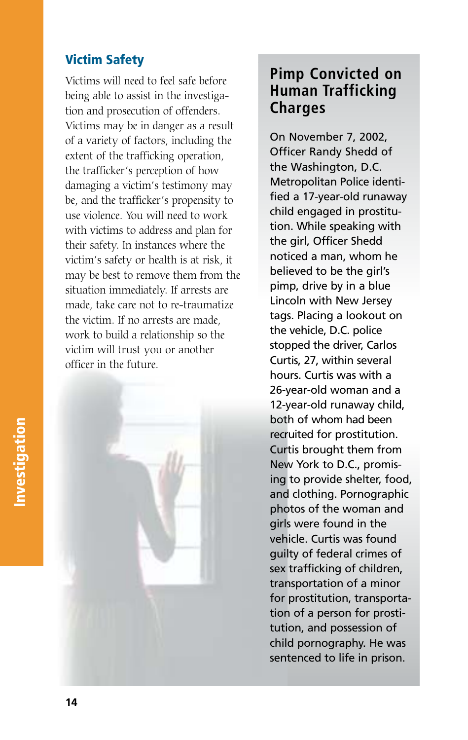## Victim Safety

Victims will need to feel safe before being able to assist in the investigation and prosecution of offenders. Victims may be in danger as a result of a variety of factors, including the extent of the trafficking operation, the trafficker's perception of how damaging a victim's testimony may be, and the trafficker's propensity to use violence. You will need to work with victims to address and plan for their safety. In instances where the victim's safety or health is at risk, it may be best to remove them from the situation immediately. If arrests are made, take care not to re-traumatize the victim. If no arrests are made, work to build a relationship so the victim will trust you or another officer in the future.

## Pimp Convicted on Human Trafficking Charges

On November 7, 2002, Officer Randy Shedd of the Washington, D.C. Metropolitan Police identified a 17-year-old runaway child engaged in prostitution. While speaking with the girl, Officer Shedd noticed a man, whom he believed to be the girl's pimp, drive by in a blue Lincoln with New Jersey tags. Placing a lookout on the vehicle, D.C. police stopped the driver, Carlos Curtis, 27, within several hours. Curtis was with a 26-year-old woman and a 12-year-old runaway child, both of whom had been recruited for prostitution. Curtis brought them from New York to D.C., promising to provide shelter, food, and clothing. Pornographic photos of the woman and girls were found in the vehicle. Curtis was found guilty of federal crimes of sex trafficking of children, transportation of a minor for prostitution, transportation of a person for prostitution, and possession of child pornography. He was sentenced to life in prison.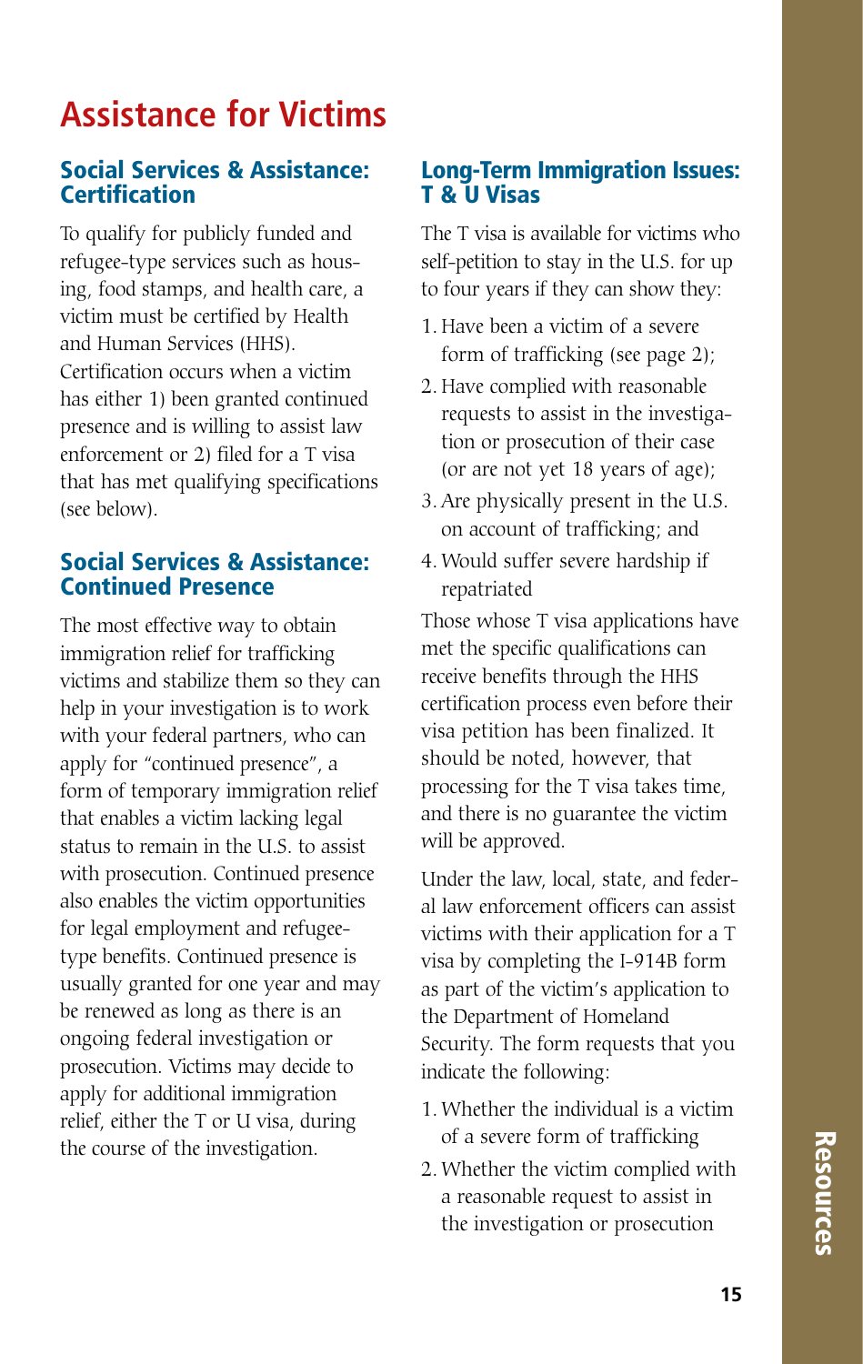# Assistance for Victims

## Social Services & Assistance: Certification

To qualify for publicly funded and refugee-type services such as housing, food stamps, and health care, a victim must be certified by Health and Human Services (HHS). Certification occurs when a victim has either 1) been granted continued presence and is willing to assist law enforcement or 2) filed for a T visa that has met qualifying specifications (see below).

## Social Services & Assistance: Continued Presence

The most effective way to obtain immigration relief for trafficking victims and stabilize them so they can help in your investigation is to work with your federal partners, who can apply for "continued presence", a form of temporary immigration relief that enables a victim lacking legal status to remain in the U.S. to assist with prosecution. Continued presence also enables the victim opportunities for legal employment and refugee-type benefits. Continued presence is usually granted for one year and may be renewed as long as there is an ongoing federal investigation or prosecution. Victims may decide to apply for additional immigration relief, either the T or U visa, during the course of the investigation.

## Long-Term Immigration Issues: T & U Visas

The T visa is available for victims who self-petition to stay in the U.S. for up to four years if they can show they:

1. Have been a victim of a severe form of trafficking (see page 2);
2. Have complied with reasonable requests to assist in the investigation or prosecution of their case (or are not yet 18 years of age);
3. Are physically present in the U.S. on account of trafficking; and
4. Would suffer severe hardship if repatriated

Those whose T visa applications have met the specific qualifications can receive benefits through the HHS certification process even before their visa petition has been finalized. It should be noted, however, that processing for the T visa takes time, and there is no guarantee the victim will be approved.

Under the law, local, state, and federal law enforcement officers can assist victims with their application for a T visa by completing the I-914B form as part of the victim's application to the Department of Homeland Security. The form requests that you indicate the following:

1. Whether the individual is a victim of a severe form of trafficking
2. Whether the victim complied with a reasonable request to assist in the investigation or prosecution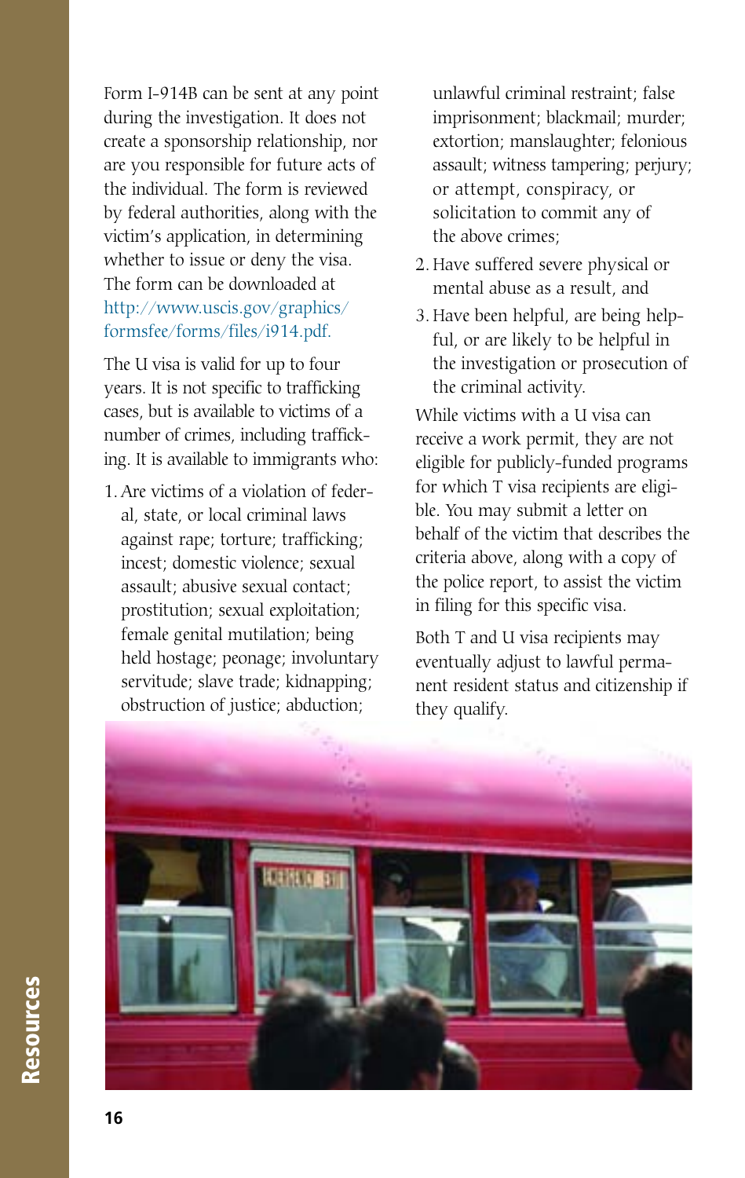Form I-914B can be sent at any point during the investigation. It does not create a sponsorship relationship, nor are you responsible for future acts of the individual. The form is reviewed by federal authorities, along with the victim's application, in determining whether to issue or deny the visa. The form can be downloaded at http://www.uscis.gov/graphics/formsfee/forms/files/i914.pdf.

The U visa is valid for up to four years. It is not specific to trafficking cases, but is available to victims of a number of crimes, including trafficking. It is available to immigrants who:

1. Are victims of a violation of federal, state, or local criminal laws against rape; torture; trafficking; incest; domestic violence; sexual assault; abusive sexual contact; prostitution; sexual exploitation; female genital mutilation; being held hostage; peonage; involuntary servitude; slave trade; kidnapping; obstruction of justice; abduction; unlawful criminal restraint; false imprisonment; blackmail; murder; extortion; manslaughter; felonious assault; witness tampering; perjury; or attempt, conspiracy, or solicitation to commit any of the above crimes;
2. Have suffered severe physical or mental abuse as a result, and
3. Have been helpful, are being helpful, or are likely to be helpful in the investigation or prosecution of the criminal activity.

While victims with a U visa can receive a work permit, they are not eligible for publicly-funded programs for which T visa recipients are eligible. You may submit a letter on behalf of the victim that describes the criteria above, along with a copy of the police report, to assist the victim in filing for this specific visa.

Both T and U visa recipients may eventually adjust to lawful permanent resident status and citizenship if they qualify.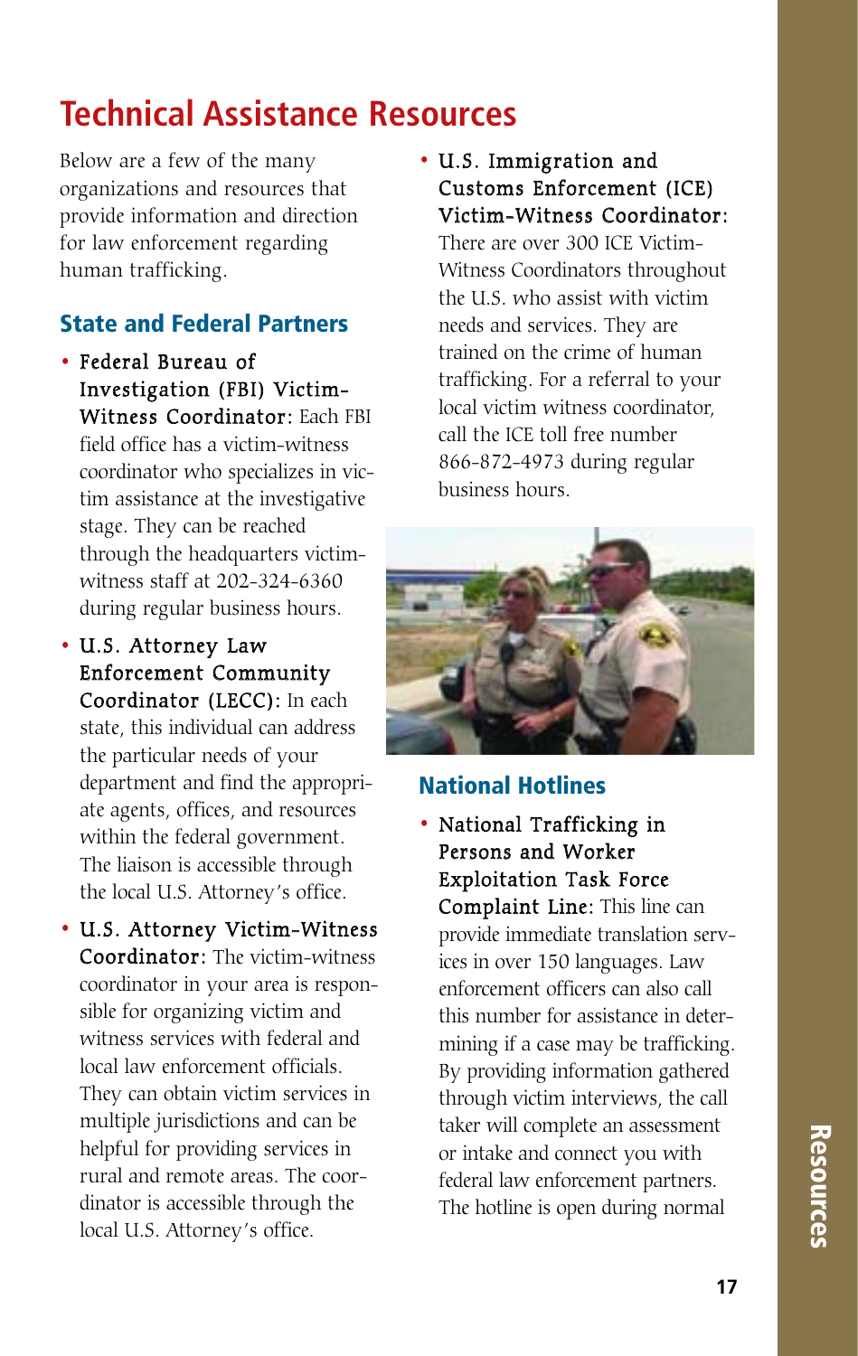# Technical Assistance Resources

Below are a few of the many organizations and resources that provide information and direction for law enforcement regarding human trafficking.

## State and Federal Partners

- **Federal Bureau of Investigation (FBI) Victim-Witness Coordinator:** Each FBI field office has a victim-witness coordinator who specializes in victim assistance at the investigative stage. They can be reached through the headquarters victim-witness staff at 202-324-6360 during regular business hours.
- **U.S. Attorney Law Enforcement Community Coordinator (LECC):** In each state, this individual can address the particular needs of your department and find the appropriate agents, offices, and resources within the federal government. The liaison is accessible through the local U.S. Attorney's office.
- **U.S. Attorney Victim-Witness Coordinator:** The victim-witness coordinator in your area is responsible for organizing victim and witness services with federal and local law enforcement officials. They can obtain victim services in multiple jurisdictions and can be helpful for providing services in rural and remote areas. The coordinator is accessible through the local U.S. Attorney's office.
- **U.S. Immigration and Customs Enforcement (ICE) Victim-Witness Coordinator:** There are over 300 ICE Victim-Witness Coordinators throughout the U.S. who assist with victim needs and services. They are trained on the crime of human trafficking. For a referral to your local victim witness coordinator, call the ICE toll free number 866-872-4973 during regular business hours.

## National Hotlines

- **National Trafficking in Persons and Worker Exploitation Task Force Complaint Line:** This line can provide immediate translation services in over 150 languages. Law enforcement officers can also call this number for assistance in determining if a case may be trafficking. By providing information gathered through victim interviews, the call taker will complete an assessment or intake and connect you with federal law enforcement partners. The hotline is open during normal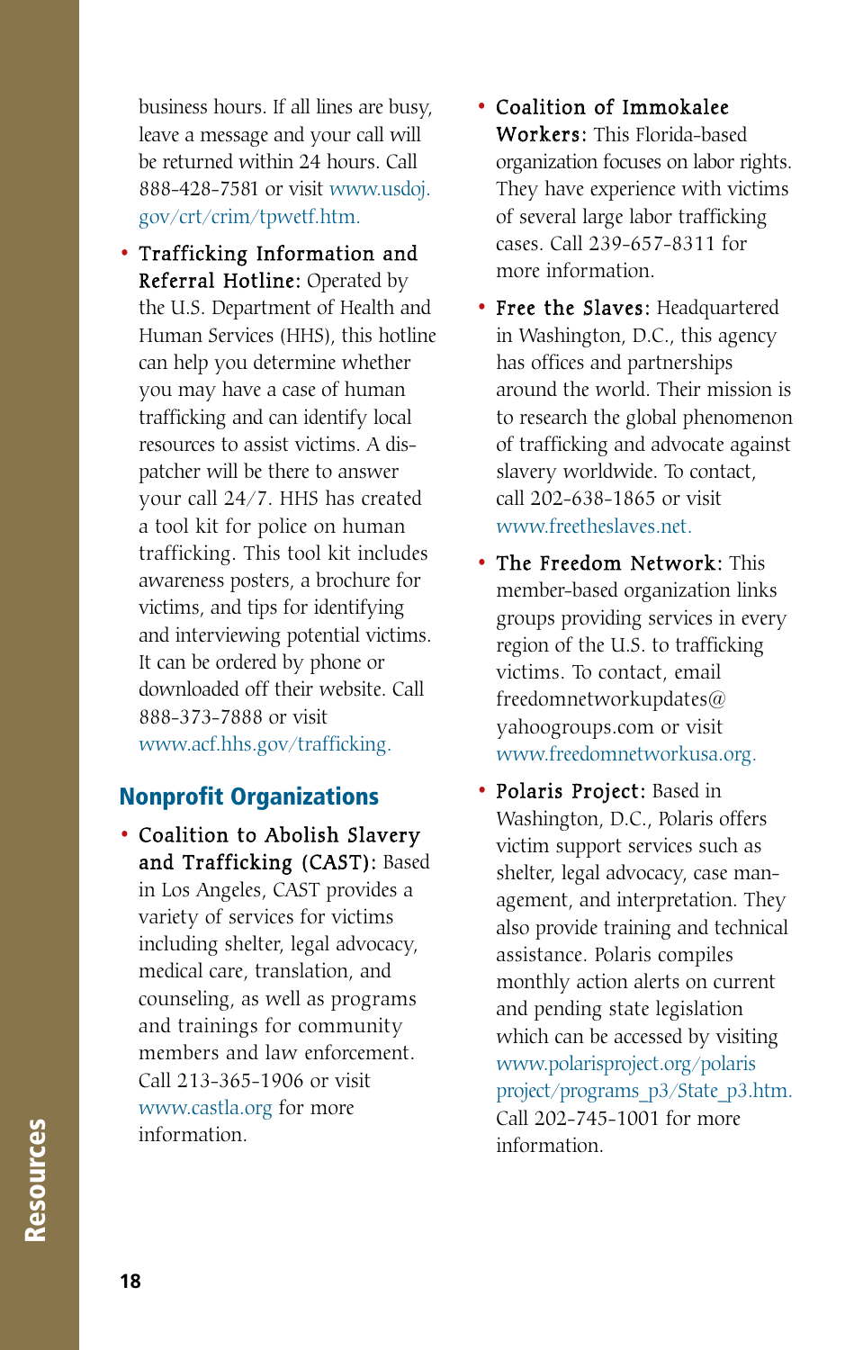business hours. If all lines are busy, leave a message and your call will be returned within 24 hours. Call 888-428-7581 or visit www.usdoj.gov/crt/crim/tpwetf.htm.

- **Trafficking Information and Referral Hotline:** Operated by the U.S. Department of Health and Human Services (HHS), this hotline can help you determine whether you may have a case of human trafficking and can identify local resources to assist victims. A dispatcher will be there to answer your call 24/7. HHS has created a tool kit for police on human trafficking. This tool kit includes awareness posters, a brochure for victims, and tips for identifying and interviewing potential victims. It can be ordered by phone or downloaded off their website. Call 888-373-7888 or visit www.acf.hhs.gov/trafficking.

## Nonprofit Organizations

- **Coalition to Abolish Slavery and Trafficking (CAST):** Based in Los Angeles, CAST provides a variety of services for victims including shelter, legal advocacy, medical care, translation, and counseling, as well as programs and trainings for community members and law enforcement. Call 213-365-1906 or visit www.castla.org for more information.
- **Coalition of Immokalee Workers:** This Florida-based organization focuses on labor rights. They have experience with victims of several large labor trafficking cases. Call 239-657-8311 for more information.
- **Free the Slaves:** Headquartered in Washington, D.C., this agency has offices and partnerships around the world. Their mission is to research the global phenomenon of trafficking and advocate against slavery worldwide. To contact, call 202-638-1865 or visit www.freetheslaves.net.
- **The Freedom Network:** This member-based organization links groups providing services in every region of the U.S. to trafficking victims. To contact, email freedomnetworkupdates@yahoogroups.com or visit www.freedomnetworkusa.org.
- **Polaris Project:** Based in Washington, D.C., Polaris offers victim support services such as shelter, legal advocacy, case management, and interpretation. They also provide training and technical assistance. Polaris compiles monthly action alerts on current and pending state legislation which can be accessed by visiting www.polarisproject.org/polarisproject/programs_p3/State_p3.htm. Call 202-745-1001 for more information.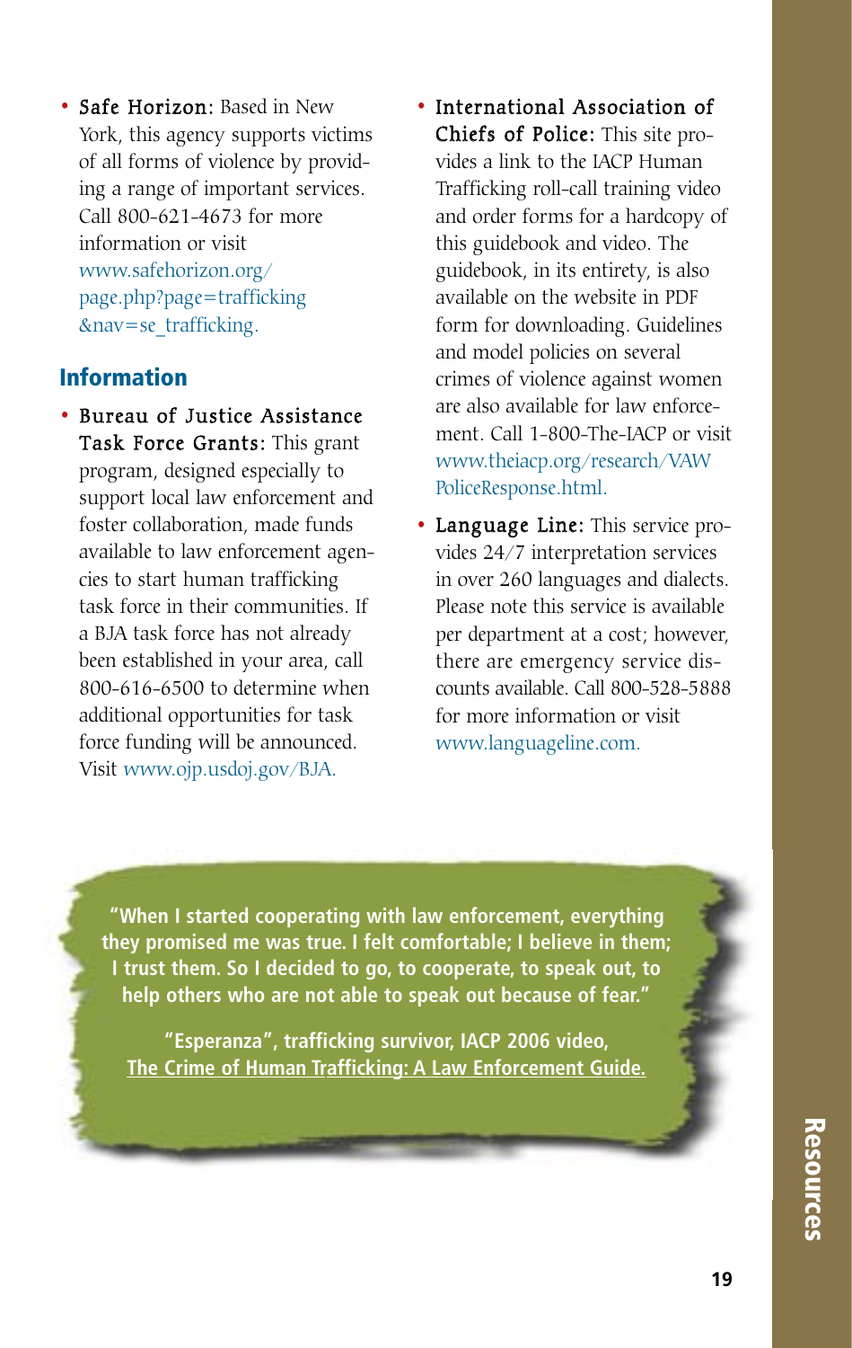- **Safe Horizon:** Based in New York, this agency supports victims of all forms of violence by providing a range of important services. Call 800-621-4673 for more information or visit www.safehorizon.org/page.php?page=trafficking&nav=se_trafficking.

## Information

- **Bureau of Justice Assistance Task Force Grants:** This grant program, designed especially to support local law enforcement and foster collaboration, made funds available to law enforcement agencies to start human trafficking task force in their communities. If a BJA task force has not already been established in your area, call 800-616-6500 to determine when additional opportunities for task force funding will be announced. Visit www.ojp.usdoj.gov/BJA.

- **International Association of Chiefs of Police:** This site provides a link to the IACP Human Trafficking roll-call training video and order forms for a hardcopy of this guidebook and video. The guidebook, in its entirety, is also available on the website in PDF form for downloading. Guidelines and model policies on several crimes of violence against women are also available for law enforcement. Call 1-800-The-IACP or visit www.theiacp.org/research/VAWPoliceResponse.html.

- **Language Line:** This service provides 24/7 interpretation services in over 260 languages and dialects. Please note this service is available per department at a cost; however, there are emergency service discounts available. Call 800-528-5888 for more information or visit www.languageline.com.

**"When I started cooperating with law enforcement, everything they promised me was true. I felt comfortable; I believe in them; I trust them. So I decided to go, to cooperate, to speak out, to help others who are not able to speak out because of fear."**

**"Esperanza", trafficking survivor, IACP 2006 video, The Crime of Human Trafficking: A Law Enforcement Guide.**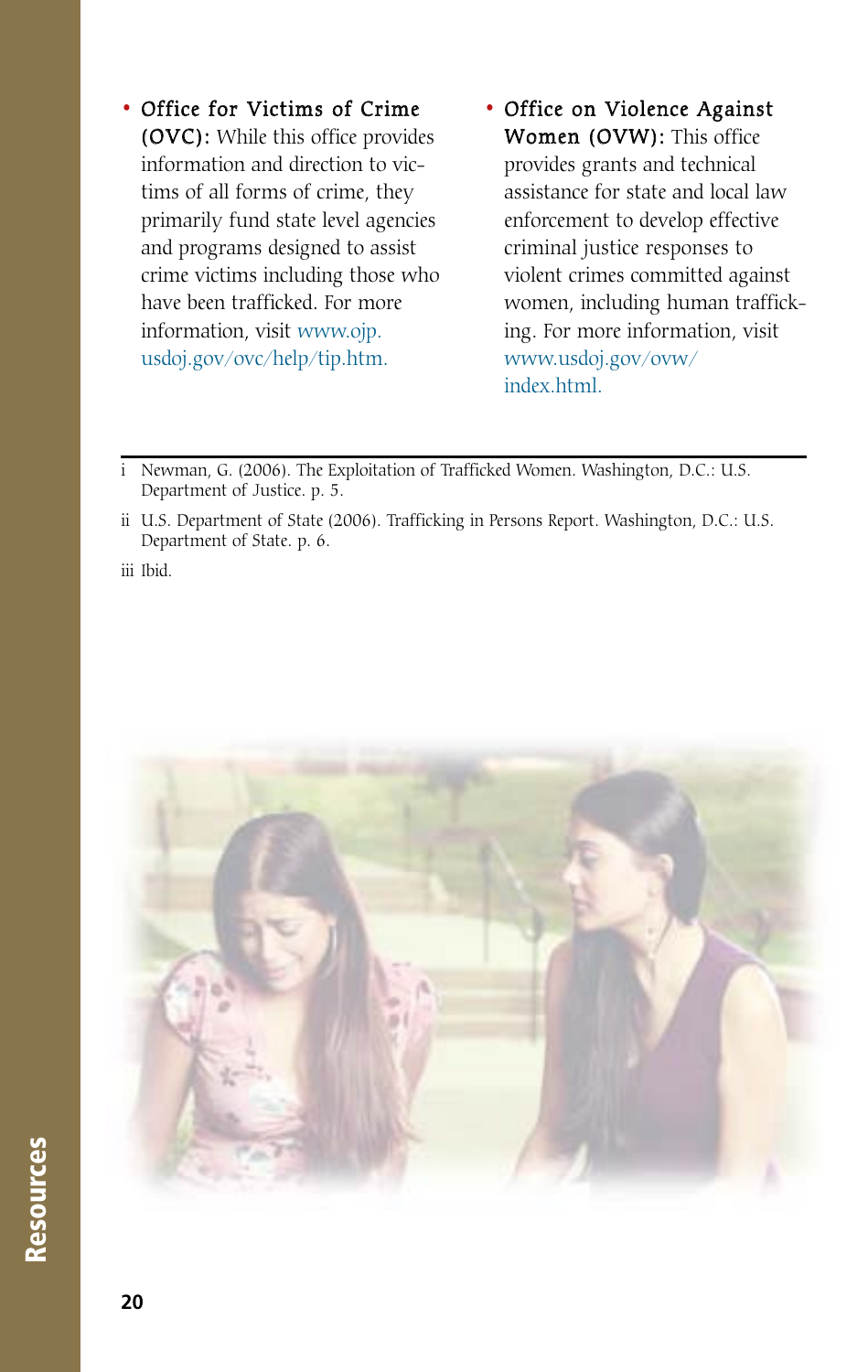- **Office for Victims of Crime (OVC):** While this office provides information and direction to victims of all forms of crime, they primarily fund state level agencies and programs designed to assist crime victims including those who have been trafficked. For more information, visit www.ojp.usdoj.gov/ovc/help/tip.htm.

- **Office on Violence Against Women (OVW):** This office provides grants and technical assistance for state and local law enforcement to develop effective criminal justice responses to violent crimes committed against women, including human trafficking. For more information, visit www.usdoj.gov/ovw/index.html.

---

i Newman, G. (2006). The Exploitation of Trafficked Women. Washington, D.C.: U.S. Department of Justice. p. 5.

ii U.S. Department of State (2006). Trafficking in Persons Report. Washington, D.C.: U.S. Department of State. p. 6.

iii Ibid.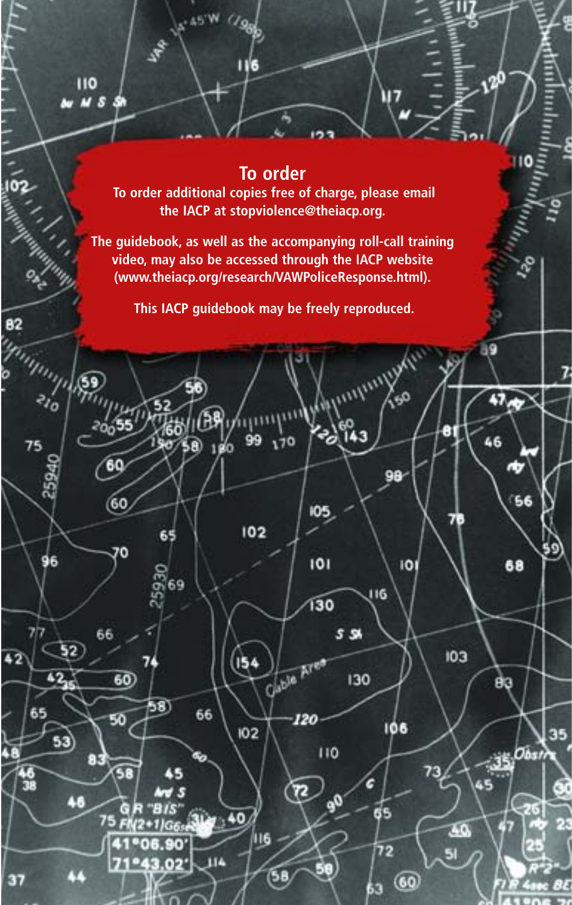## To order

To order additional copies free of charge, please email the IACP at stopviolence@theiacp.org.

The guidebook, as well as the accompanying roll-call training video, may also be accessed through the IACP website (www.theiacp.org/research/VAWPoliceResponse.html).

This IACP guidebook may be freely reproduced.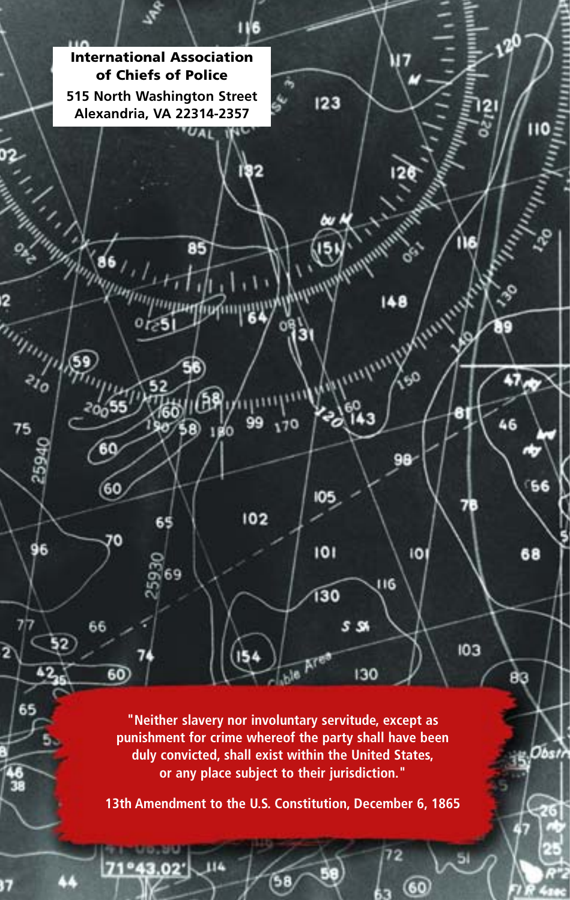**International Association of Chiefs of Police**

**515 North Washington Street**
**Alexandria, VA 22314-2357**

**"Neither slavery nor involuntary servitude, except as punishment for crime whereof the party shall have been duly convicted, shall exist within the United States, or any place subject to their jurisdiction."**

**13th Amendment to the U.S. Constitution, December 6, 1865**